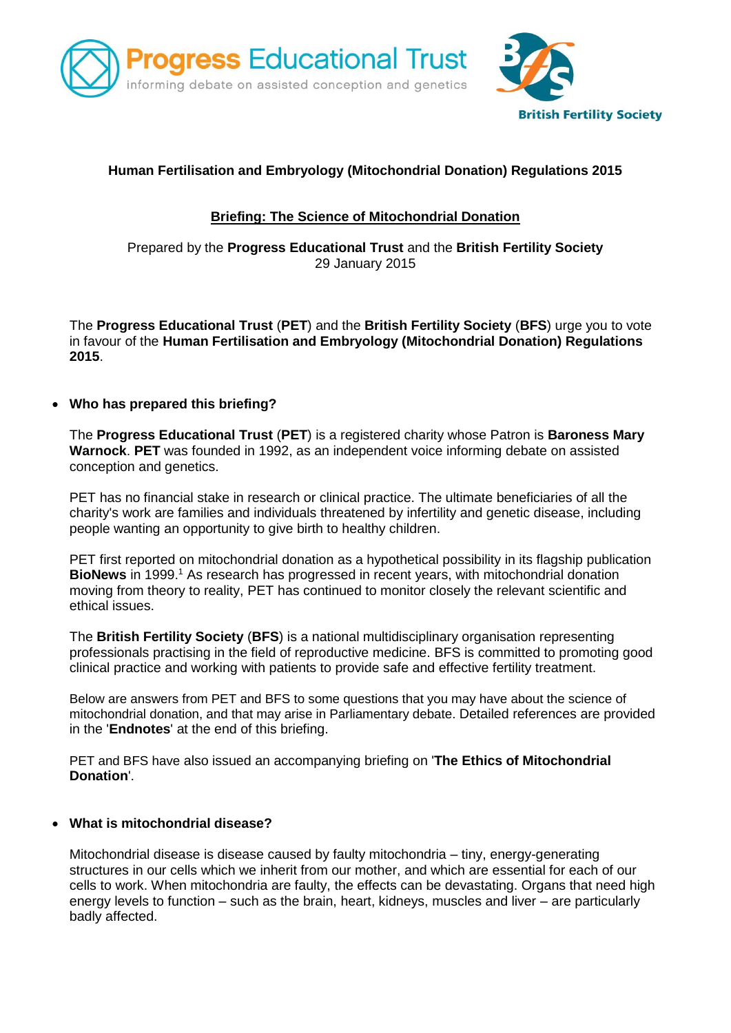Progress Educational Trust
informing debate on assisted conception and genetics

British Fertility Society

**Human Fertilisation and Embryology (Mitochondrial Donation) Regulations 2015**

**Briefing: The Science of Mitochondrial Donation**

Prepared by the **Progress Educational Trust** and the **British Fertility Society**
29 January 2015

The **Progress Educational Trust** (**PET**) and the **British Fertility Society** (**BFS**) urge you to vote in favour of the **Human Fertilisation and Embryology (Mitochondrial Donation) Regulations 2015**.

- **Who has prepared this briefing?**

The **Progress Educational Trust** (**PET**) is a registered charity whose Patron is **Baroness Mary Warnock**. **PET** was founded in 1992, as an independent voice informing debate on assisted conception and genetics.

PET has no financial stake in research or clinical practice. The ultimate beneficiaries of all the charity's work are families and individuals threatened by infertility and genetic disease, including people wanting an opportunity to give birth to healthy children.

PET first reported on mitochondrial donation as a hypothetical possibility in its flagship publication **BioNews** in 1999.[1] As research has progressed in recent years, with mitochondrial donation moving from theory to reality, PET has continued to monitor closely the relevant scientific and ethical issues.

The **British Fertility Society** (**BFS**) is a national multidisciplinary organisation representing professionals practising in the field of reproductive medicine. BFS is committed to promoting good clinical practice and working with patients to provide safe and effective fertility treatment.

Below are answers from PET and BFS to some questions that you may have about the science of mitochondrial donation, and that may arise in Parliamentary debate. Detailed references are provided in the '**Endnotes**' at the end of this briefing.

PET and BFS have also issued an accompanying briefing on '**The Ethics of Mitochondrial Donation**'.

- **What is mitochondrial disease?**

Mitochondrial disease is disease caused by faulty mitochondria – tiny, energy-generating structures in our cells which we inherit from our mother, and which are essential for each of our cells to work. When mitochondria are faulty, the effects can be devastating. Organs that need high energy levels to function – such as the brain, heart, kidneys, muscles and liver – are particularly badly affected.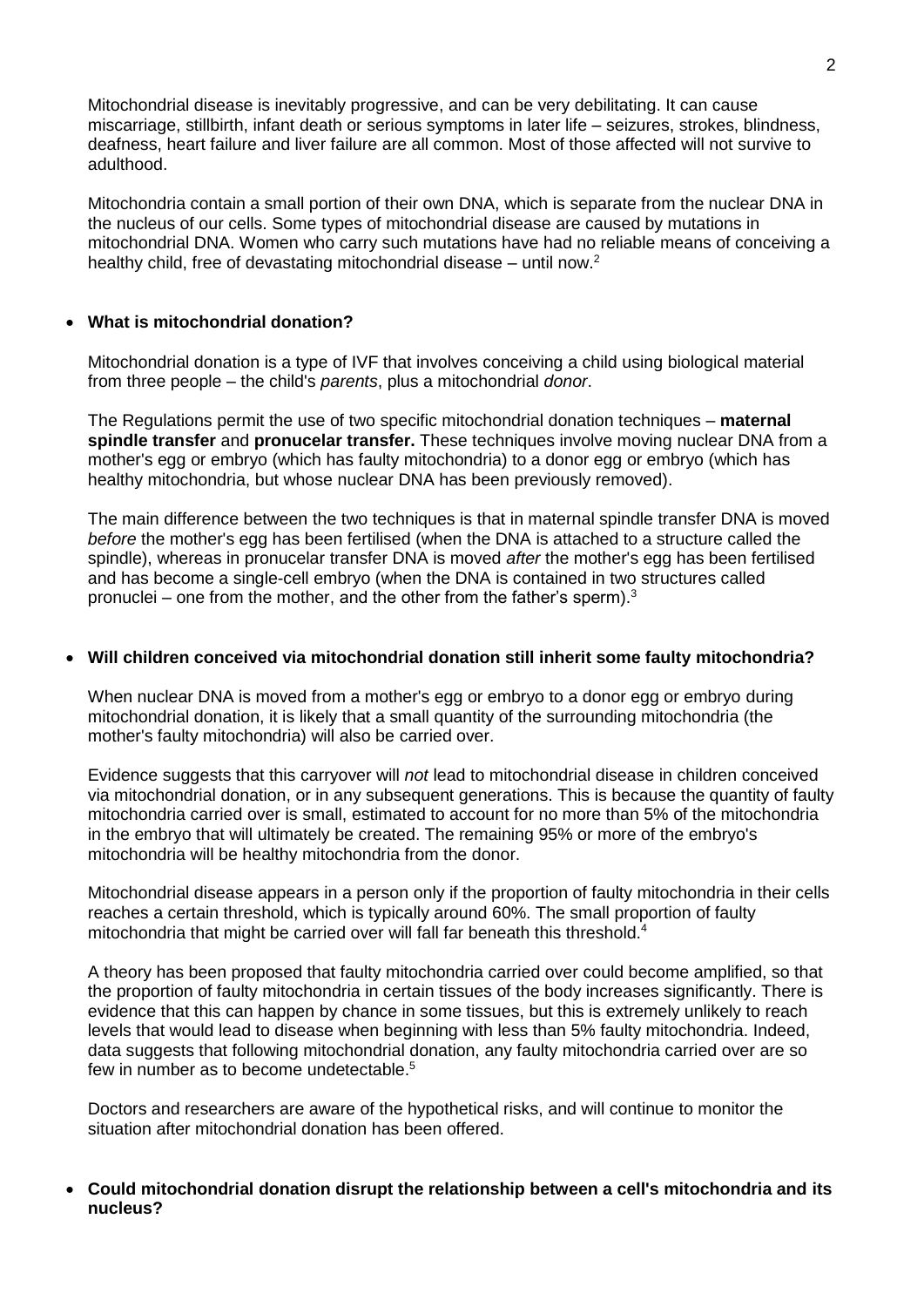Mitochondrial disease is inevitably progressive, and can be very debilitating. It can cause miscarriage, stillbirth, infant death or serious symptoms in later life – seizures, strokes, blindness, deafness, heart failure and liver failure are all common. Most of those affected will not survive to adulthood.

Mitochondria contain a small portion of their own DNA, which is separate from the nuclear DNA in the nucleus of our cells. Some types of mitochondrial disease are caused by mutations in mitochondrial DNA. Women who carry such mutations have had no reliable means of conceiving a healthy child, free of devastating mitochondrial disease – until now.[2]

- **What is mitochondrial donation?**

Mitochondrial donation is a type of IVF that involves conceiving a child using biological material from three people – the child's *parents*, plus a mitochondrial *donor*.

The Regulations permit the use of two specific mitochondrial donation techniques – **maternal spindle transfer** and **pronucelar transfer.** These techniques involve moving nuclear DNA from a mother's egg or embryo (which has faulty mitochondria) to a donor egg or embryo (which has healthy mitochondria, but whose nuclear DNA has been previously removed).

The main difference between the two techniques is that in maternal spindle transfer DNA is moved *before* the mother's egg has been fertilised (when the DNA is attached to a structure called the spindle), whereas in pronucelar transfer DNA is moved *after* the mother's egg has been fertilised and has become a single-cell embryo (when the DNA is contained in two structures called pronuclei – one from the mother, and the other from the father's sperm).[3]

- **Will children conceived via mitochondrial donation still inherit some faulty mitochondria?**

When nuclear DNA is moved from a mother's egg or embryo to a donor egg or embryo during mitochondrial donation, it is likely that a small quantity of the surrounding mitochondria (the mother's faulty mitochondria) will also be carried over.

Evidence suggests that this carryover will *not* lead to mitochondrial disease in children conceived via mitochondrial donation, or in any subsequent generations. This is because the quantity of faulty mitochondria carried over is small, estimated to account for no more than 5% of the mitochondria in the embryo that will ultimately be created. The remaining 95% or more of the embryo's mitochondria will be healthy mitochondria from the donor.

Mitochondrial disease appears in a person only if the proportion of faulty mitochondria in their cells reaches a certain threshold, which is typically around 60%. The small proportion of faulty mitochondria that might be carried over will fall far beneath this threshold.[4]

A theory has been proposed that faulty mitochondria carried over could become amplified, so that the proportion of faulty mitochondria in certain tissues of the body increases significantly. There is evidence that this can happen by chance in some tissues, but this is extremely unlikely to reach levels that would lead to disease when beginning with less than 5% faulty mitochondria. Indeed, data suggests that following mitochondrial donation, any faulty mitochondria carried over are so few in number as to become undetectable.[5]

Doctors and researchers are aware of the hypothetical risks, and will continue to monitor the situation after mitochondrial donation has been offered.

- **Could mitochondrial donation disrupt the relationship between a cell's mitochondria and its nucleus?**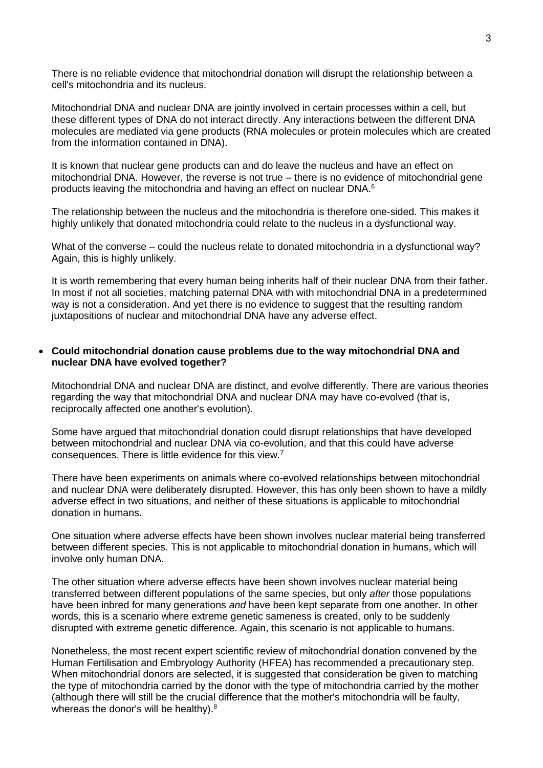There is no reliable evidence that mitochondrial donation will disrupt the relationship between a cell's mitochondria and its nucleus.

Mitochondrial DNA and nuclear DNA are jointly involved in certain processes within a cell, but these different types of DNA do not interact directly. Any interactions between the different DNA molecules are mediated via gene products (RNA molecules or protein molecules which are created from the information contained in DNA).

It is known that nuclear gene products can and do leave the nucleus and have an effect on mitochondrial DNA. However, the reverse is not true – there is no evidence of mitochondrial gene products leaving the mitochondria and having an effect on nuclear DNA.[6]

The relationship between the nucleus and the mitochondria is therefore one-sided. This makes it highly unlikely that donated mitochondria could relate to the nucleus in a dysfunctional way.

What of the converse – could the nucleus relate to donated mitochondria in a dysfunctional way? Again, this is highly unlikely.

It is worth remembering that every human being inherits half of their nuclear DNA from their father. In most if not all societies, matching paternal DNA with with mitochondrial DNA in a predetermined way is not a consideration. And yet there is no evidence to suggest that the resulting random juxtapositions of nuclear and mitochondrial DNA have any adverse effect.

- **Could mitochondrial donation cause problems due to the way mitochondrial DNA and nuclear DNA have evolved together?**

  Mitochondrial DNA and nuclear DNA are distinct, and evolve differently. There are various theories regarding the way that mitochondrial DNA and nuclear DNA may have co-evolved (that is, reciprocally affected one another's evolution).

  Some have argued that mitochondrial donation could disrupt relationships that have developed between mitochondrial and nuclear DNA via co-evolution, and that this could have adverse consequences. There is little evidence for this view.[7]

  There have been experiments on animals where co-evolved relationships between mitochondrial and nuclear DNA were deliberately disrupted. However, this has only been shown to have a mildly adverse effect in two situations, and neither of these situations is applicable to mitochondrial donation in humans.

  One situation where adverse effects have been shown involves nuclear material being transferred between different species. This is not applicable to mitochondrial donation in humans, which will involve only human DNA.

  The other situation where adverse effects have been shown involves nuclear material being transferred between different populations of the same species, but only *after* those populations have been inbred for many generations *and* have been kept separate from one another. In other words, this is a scenario where extreme genetic sameness is created, only to be suddenly disrupted with extreme genetic difference. Again, this scenario is not applicable to humans.

  Nonetheless, the most recent expert scientific review of mitochondrial donation convened by the Human Fertilisation and Embryology Authority (HFEA) has recommended a precautionary step. When mitochondrial donors are selected, it is suggested that consideration be given to matching the type of mitochondria carried by the donor with the type of mitochondria carried by the mother (although there will still be the crucial difference that the mother's mitochondria will be faulty, whereas the donor's will be healthy).[8]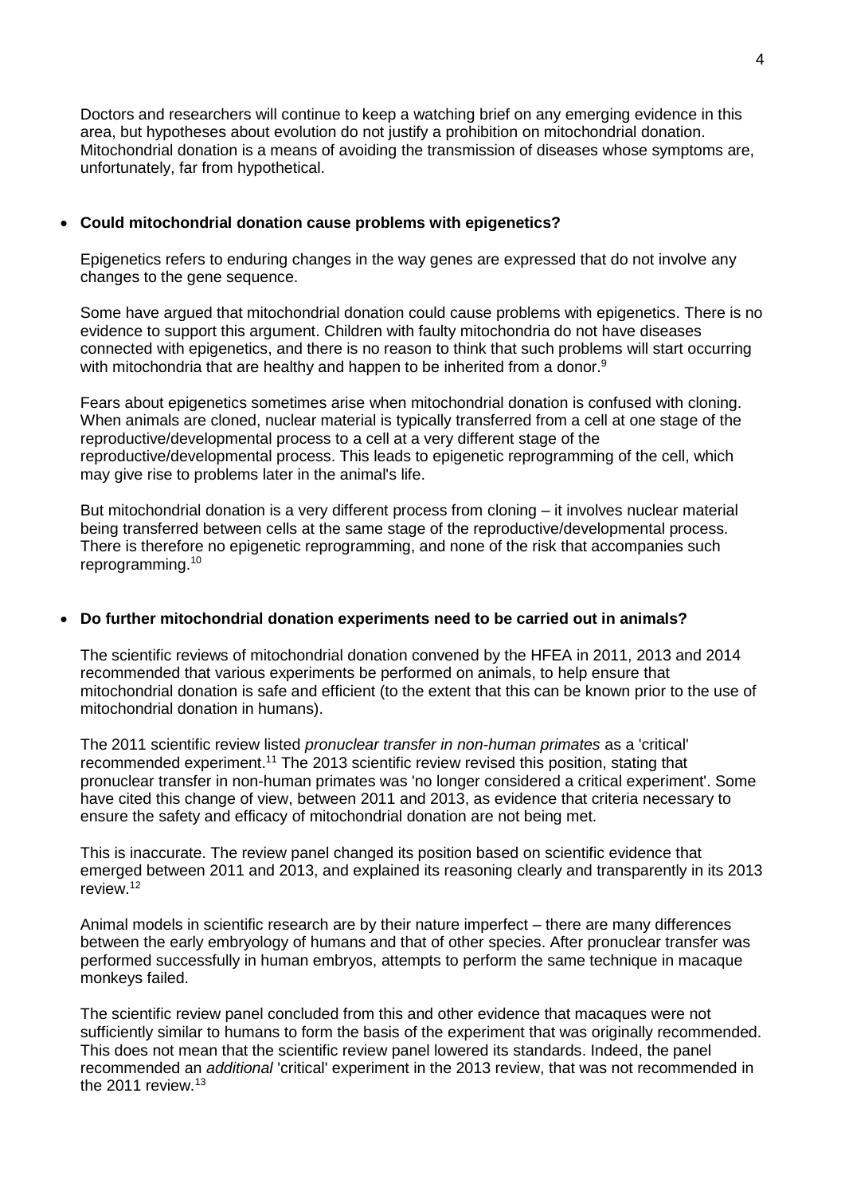Doctors and researchers will continue to keep a watching brief on any emerging evidence in this area, but hypotheses about evolution do not justify a prohibition on mitochondrial donation. Mitochondrial donation is a means of avoiding the transmission of diseases whose symptoms are, unfortunately, far from hypothetical.

- **Could mitochondrial donation cause problems with epigenetics?**

  Epigenetics refers to enduring changes in the way genes are expressed that do not involve any changes to the gene sequence.

  Some have argued that mitochondrial donation could cause problems with epigenetics. There is no evidence to support this argument. Children with faulty mitochondria do not have diseases connected with epigenetics, and there is no reason to think that such problems will start occurring with mitochondria that are healthy and happen to be inherited from a donor.[9]

  Fears about epigenetics sometimes arise when mitochondrial donation is confused with cloning. When animals are cloned, nuclear material is typically transferred from a cell at one stage of the reproductive/developmental process to a cell at a very different stage of the reproductive/developmental process. This leads to epigenetic reprogramming of the cell, which may give rise to problems later in the animal's life.

  But mitochondrial donation is a very different process from cloning – it involves nuclear material being transferred between cells at the same stage of the reproductive/developmental process. There is therefore no epigenetic reprogramming, and none of the risk that accompanies such reprogramming.[10]

- **Do further mitochondrial donation experiments need to be carried out in animals?**

  The scientific reviews of mitochondrial donation convened by the HFEA in 2011, 2013 and 2014 recommended that various experiments be performed on animals, to help ensure that mitochondrial donation is safe and efficient (to the extent that this can be known prior to the use of mitochondrial donation in humans).

  The 2011 scientific review listed *pronuclear transfer in non-human primates* as a 'critical' recommended experiment.[11] The 2013 scientific review revised this position, stating that pronuclear transfer in non-human primates was 'no longer considered a critical experiment'. Some have cited this change of view, between 2011 and 2013, as evidence that criteria necessary to ensure the safety and efficacy of mitochondrial donation are not being met.

  This is inaccurate. The review panel changed its position based on scientific evidence that emerged between 2011 and 2013, and explained its reasoning clearly and transparently in its 2013 review.[12]

  Animal models in scientific research are by their nature imperfect – there are many differences between the early embryology of humans and that of other species. After pronuclear transfer was performed successfully in human embryos, attempts to perform the same technique in macaque monkeys failed.

  The scientific review panel concluded from this and other evidence that macaques were not sufficiently similar to humans to form the basis of the experiment that was originally recommended. This does not mean that the scientific review panel lowered its standards. Indeed, the panel recommended an *additional* 'critical' experiment in the 2013 review, that was not recommended in the 2011 review.[13]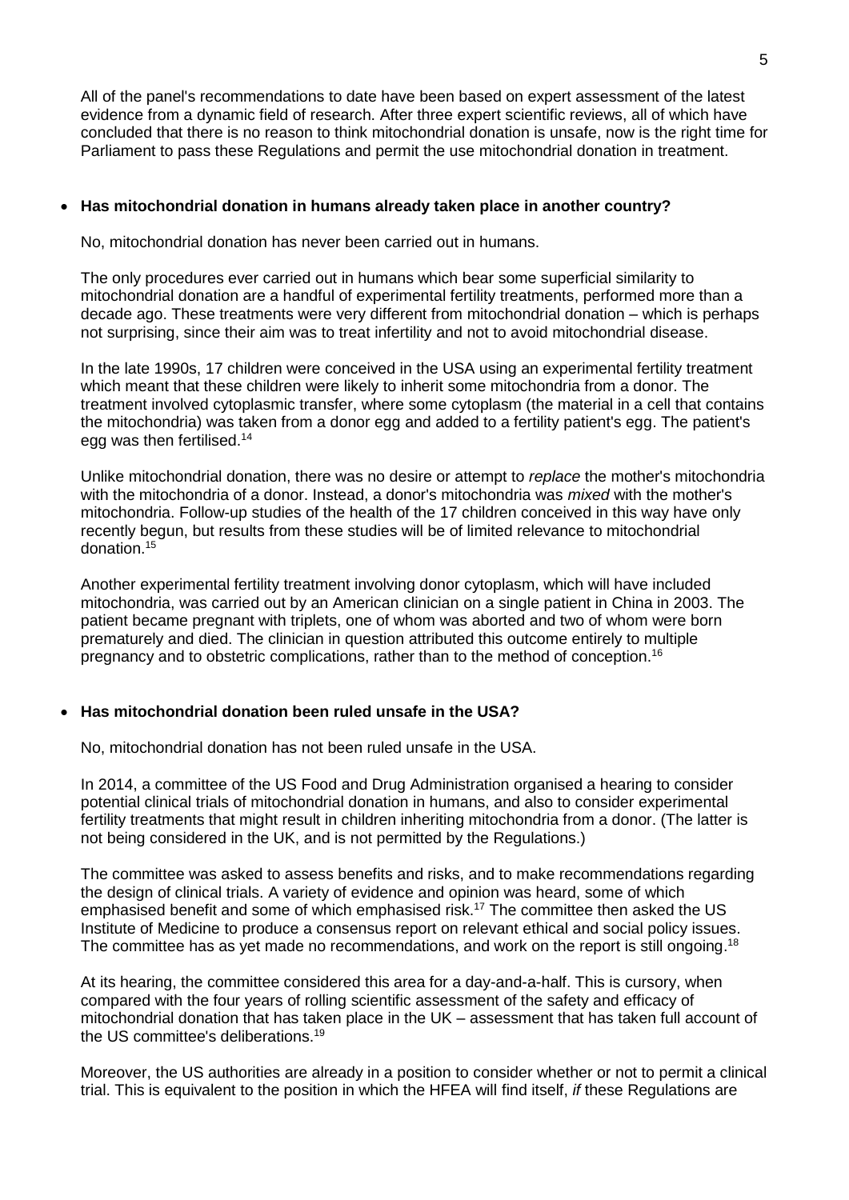All of the panel's recommendations to date have been based on expert assessment of the latest evidence from a dynamic field of research. After three expert scientific reviews, all of which have concluded that there is no reason to think mitochondrial donation is unsafe, now is the right time for Parliament to pass these Regulations and permit the use mitochondrial donation in treatment.

- **Has mitochondrial donation in humans already taken place in another country?**

  No, mitochondrial donation has never been carried out in humans.

  The only procedures ever carried out in humans which bear some superficial similarity to mitochondrial donation are a handful of experimental fertility treatments, performed more than a decade ago. These treatments were very different from mitochondrial donation – which is perhaps not surprising, since their aim was to treat infertility and not to avoid mitochondrial disease.

  In the late 1990s, 17 children were conceived in the USA using an experimental fertility treatment which meant that these children were likely to inherit some mitochondria from a donor. The treatment involved cytoplasmic transfer, where some cytoplasm (the material in a cell that contains the mitochondria) was taken from a donor egg and added to a fertility patient's egg. The patient's egg was then fertilised.[14]

  Unlike mitochondrial donation, there was no desire or attempt to *replace* the mother's mitochondria with the mitochondria of a donor. Instead, a donor's mitochondria was *mixed* with the mother's mitochondria. Follow-up studies of the health of the 17 children conceived in this way have only recently begun, but results from these studies will be of limited relevance to mitochondrial donation.[15]

  Another experimental fertility treatment involving donor cytoplasm, which will have included mitochondria, was carried out by an American clinician on a single patient in China in 2003. The patient became pregnant with triplets, one of whom was aborted and two of whom were born prematurely and died. The clinician in question attributed this outcome entirely to multiple pregnancy and to obstetric complications, rather than to the method of conception.[16]

- **Has mitochondrial donation been ruled unsafe in the USA?**

  No, mitochondrial donation has not been ruled unsafe in the USA.

  In 2014, a committee of the US Food and Drug Administration organised a hearing to consider potential clinical trials of mitochondrial donation in humans, and also to consider experimental fertility treatments that might result in children inheriting mitochondria from a donor. (The latter is not being considered in the UK, and is not permitted by the Regulations.)

  The committee was asked to assess benefits and risks, and to make recommendations regarding the design of clinical trials. A variety of evidence and opinion was heard, some of which emphasised benefit and some of which emphasised risk.[17] The committee then asked the US Institute of Medicine to produce a consensus report on relevant ethical and social policy issues. The committee has as yet made no recommendations, and work on the report is still ongoing.[18]

  At its hearing, the committee considered this area for a day-and-a-half. This is cursory, when compared with the four years of rolling scientific assessment of the safety and efficacy of mitochondrial donation that has taken place in the UK – assessment that has taken full account of the US committee's deliberations.[19]

  Moreover, the US authorities are already in a position to consider whether or not to permit a clinical trial. This is equivalent to the position in which the HFEA will find itself, *if* these Regulations are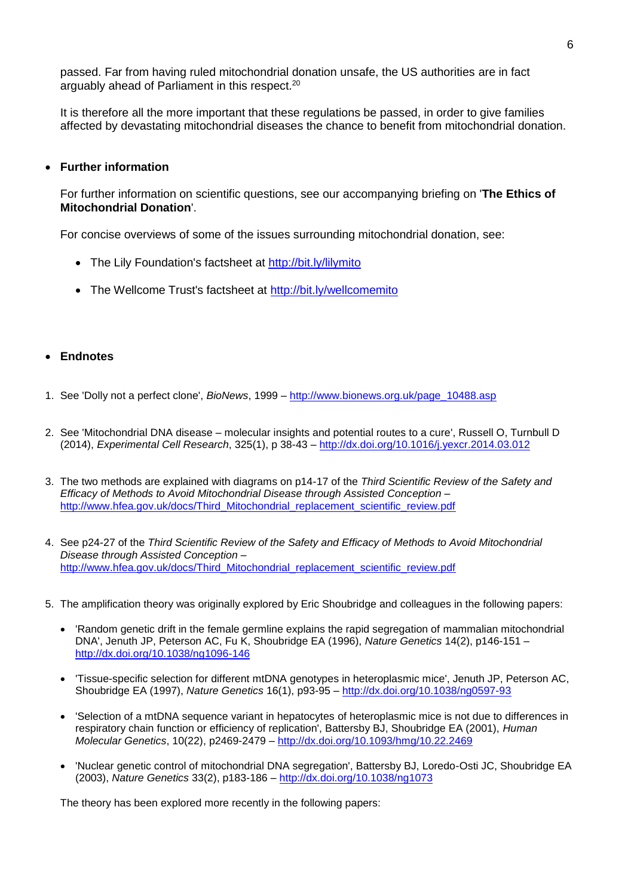passed. Far from having ruled mitochondrial donation unsafe, the US authorities are in fact arguably ahead of Parliament in this respect.[20]

It is therefore all the more important that these regulations be passed, in order to give families affected by devastating mitochondrial diseases the chance to benefit from mitochondrial donation.

- **Further information**

For further information on scientific questions, see our accompanying briefing on '**The Ethics of Mitochondrial Donation**'.

For concise overviews of some of the issues surrounding mitochondrial donation, see:

- The Lily Foundation's factsheet at http://bit.ly/lilymito
- The Wellcome Trust's factsheet at http://bit.ly/wellcomemito

- **Endnotes**

1. See 'Dolly not a perfect clone', *BioNews*, 1999 – http://www.bionews.org.uk/page_10488.asp

2. See 'Mitochondrial DNA disease – molecular insights and potential routes to a cure', Russell O, Turnbull D (2014), *Experimental Cell Research*, 325(1), p 38-43 – http://dx.doi.org/10.1016/j.yexcr.2014.03.012

3. The two methods are explained with diagrams on p14-17 of the *Third Scientific Review of the Safety and Efficacy of Methods to Avoid Mitochondrial Disease through Assisted Conception* – http://www.hfea.gov.uk/docs/Third_Mitochondrial_replacement_scientific_review.pdf

4. See p24-27 of the *Third Scientific Review of the Safety and Efficacy of Methods to Avoid Mitochondrial Disease through Assisted Conception* – http://www.hfea.gov.uk/docs/Third_Mitochondrial_replacement_scientific_review.pdf

5. The amplification theory was originally explored by Eric Shoubridge and colleagues in the following papers:

   - 'Random genetic drift in the female germline explains the rapid segregation of mammalian mitochondrial DNA', Jenuth JP, Peterson AC, Fu K, Shoubridge EA (1996), *Nature Genetics* 14(2), p146-151 – http://dx.doi.org/10.1038/ng1096-146
   - 'Tissue-specific selection for different mtDNA genotypes in heteroplasmic mice', Jenuth JP, Peterson AC, Shoubridge EA (1997), *Nature Genetics* 16(1), p93-95 – http://dx.doi.org/10.1038/ng0597-93
   - 'Selection of a mtDNA sequence variant in hepatocytes of heteroplasmic mice is not due to differences in respiratory chain function or efficiency of replication', Battersby BJ, Shoubridge EA (2001), *Human Molecular Genetics*, 10(22), p2469-2479 – http://dx.doi.org/10.1093/hmg/10.22.2469
   - 'Nuclear genetic control of mitochondrial DNA segregation', Battersby BJ, Loredo-Osti JC, Shoubridge EA (2003), *Nature Genetics* 33(2), p183-186 – http://dx.doi.org/10.1038/ng1073

   The theory has been explored more recently in the following papers: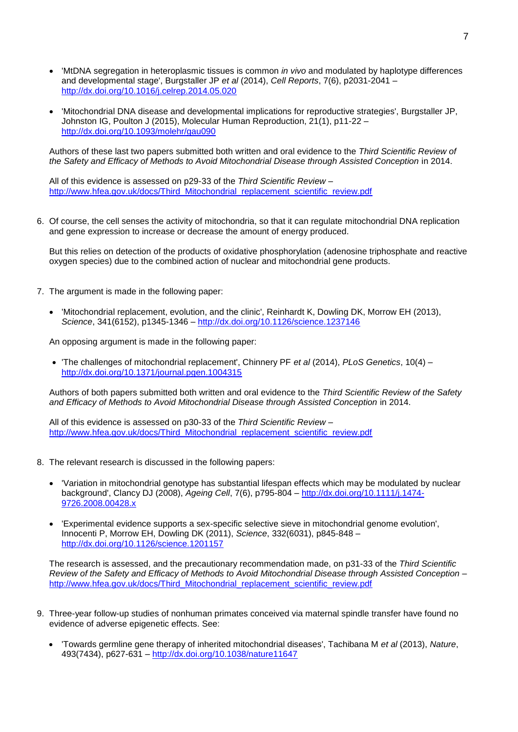- 'MtDNA segregation in heteroplasmic tissues is common *in vivo* and modulated by haplotype differences and developmental stage', Burgstaller JP *et al* (2014), *Cell Reports*, 7(6), p2031-2041 – http://dx.doi.org/10.1016/j.celrep.2014.05.020

- 'Mitochondrial DNA disease and developmental implications for reproductive strategies', Burgstaller JP, Johnston IG, Poulton J (2015), Molecular Human Reproduction, 21(1), p11-22 – http://dx.doi.org/10.1093/molehr/gau090

  Authors of these last two papers submitted both written and oral evidence to the *Third Scientific Review of the Safety and Efficacy of Methods to Avoid Mitochondrial Disease through Assisted Conception* in 2014.

  All of this evidence is assessed on p29-33 of the *Third Scientific Review* – http://www.hfea.gov.uk/docs/Third_Mitochondrial_replacement_scientific_review.pdf

6. Of course, the cell senses the activity of mitochondria, so that it can regulate mitochondrial DNA replication and gene expression to increase or decrease the amount of energy produced.

   But this relies on detection of the products of oxidative phosphorylation (adenosine triphosphate and reactive oxygen species) due to the combined action of nuclear and mitochondrial gene products.

7. The argument is made in the following paper:

   - 'Mitochondrial replacement, evolution, and the clinic', Reinhardt K, Dowling DK, Morrow EH (2013), *Science*, 341(6152), p1345-1346 – http://dx.doi.org/10.1126/science.1237146

   An opposing argument is made in the following paper:

   - 'The challenges of mitochondrial replacement', Chinnery PF *et al* (2014), *PLoS Genetics*, 10(4) – http://dx.doi.org/10.1371/journal.pgen.1004315

   Authors of both papers submitted both written and oral evidence to the *Third Scientific Review of the Safety and Efficacy of Methods to Avoid Mitochondrial Disease through Assisted Conception* in 2014.

   All of this evidence is assessed on p30-33 of the *Third Scientific Review* – http://www.hfea.gov.uk/docs/Third_Mitochondrial_replacement_scientific_review.pdf

8. The relevant research is discussed in the following papers:

   - 'Variation in mitochondrial genotype has substantial lifespan effects which may be modulated by nuclear background', Clancy DJ (2008), *Ageing Cell*, 7(6), p795-804 – http://dx.doi.org/10.1111/j.1474-9726.2008.00428.x

   - 'Experimental evidence supports a sex-specific selective sieve in mitochondrial genome evolution', Innocenti P, Morrow EH, Dowling DK (2011), *Science*, 332(6031), p845-848 – http://dx.doi.org/10.1126/science.1201157

   The research is assessed, and the precautionary recommendation made, on p31-33 of the *Third Scientific Review of the Safety and Efficacy of Methods to Avoid Mitochondrial Disease through Assisted Conception* – http://www.hfea.gov.uk/docs/Third_Mitochondrial_replacement_scientific_review.pdf

9. Three-year follow-up studies of nonhuman primates conceived via maternal spindle transfer have found no evidence of adverse epigenetic effects. See:

   - 'Towards germline gene therapy of inherited mitochondrial diseases', Tachibana M *et al* (2013), *Nature*, 493(7434), p627-631 – http://dx.doi.org/10.1038/nature11647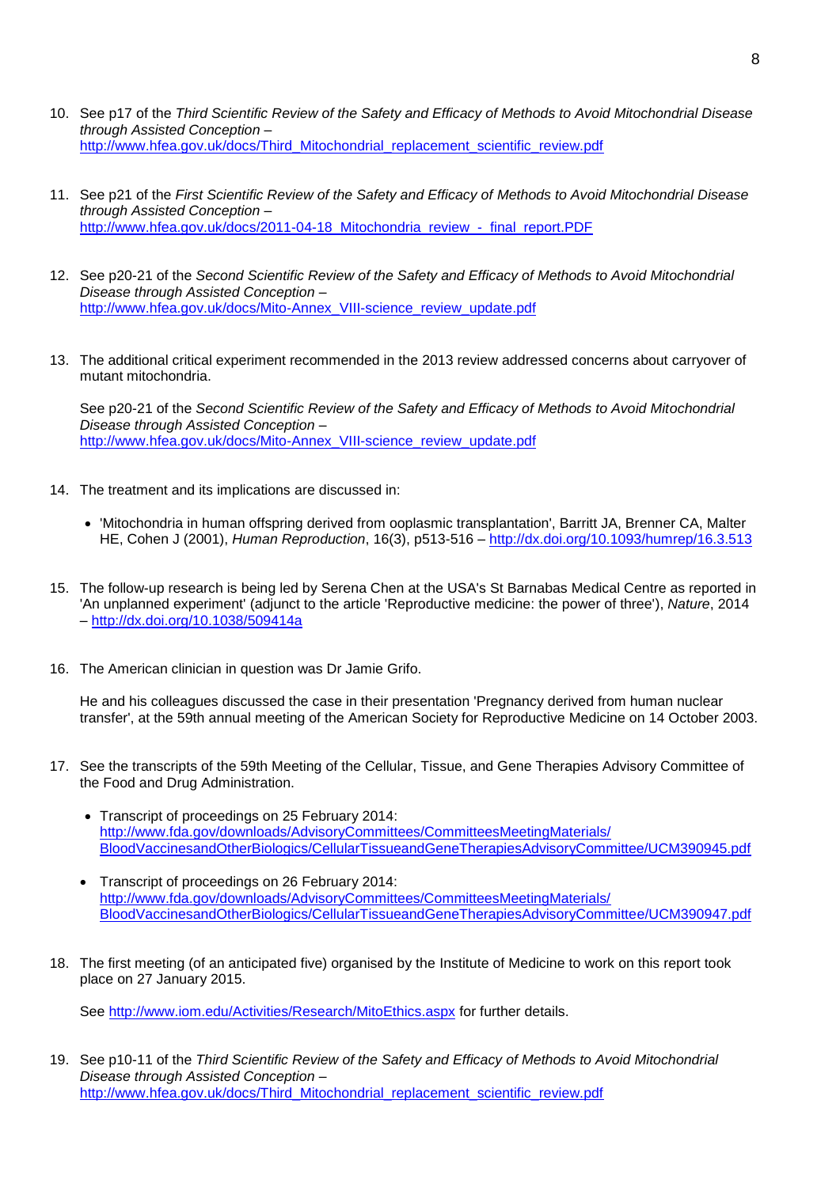10. See p17 of the *Third Scientific Review of the Safety and Efficacy of Methods to Avoid Mitochondrial Disease through Assisted Conception* – http://www.hfea.gov.uk/docs/Third_Mitochondrial_replacement_scientific_review.pdf

11. See p21 of the *First Scientific Review of the Safety and Efficacy of Methods to Avoid Mitochondrial Disease through Assisted Conception* – http://www.hfea.gov.uk/docs/2011-04-18_Mitochondria_review_-_final_report.PDF

12. See p20-21 of the *Second Scientific Review of the Safety and Efficacy of Methods to Avoid Mitochondrial Disease through Assisted Conception* – http://www.hfea.gov.uk/docs/Mito-Annex_VIII-science_review_update.pdf

13. The additional critical experiment recommended in the 2013 review addressed concerns about carryover of mutant mitochondria.

    See p20-21 of the *Second Scientific Review of the Safety and Efficacy of Methods to Avoid Mitochondrial Disease through Assisted Conception* – http://www.hfea.gov.uk/docs/Mito-Annex_VIII-science_review_update.pdf

14. The treatment and its implications are discussed in:

    - 'Mitochondria in human offspring derived from ooplasmic transplantation', Barritt JA, Brenner CA, Malter HE, Cohen J (2001), *Human Reproduction*, 16(3), p513-516 – http://dx.doi.org/10.1093/humrep/16.3.513

15. The follow-up research is being led by Serena Chen at the USA's St Barnabas Medical Centre as reported in 'An unplanned experiment' (adjunct to the article 'Reproductive medicine: the power of three'), *Nature*, 2014 – http://dx.doi.org/10.1038/509414a

16. The American clinician in question was Dr Jamie Grifo.

    He and his colleagues discussed the case in their presentation 'Pregnancy derived from human nuclear transfer', at the 59th annual meeting of the American Society for Reproductive Medicine on 14 October 2003.

17. See the transcripts of the 59th Meeting of the Cellular, Tissue, and Gene Therapies Advisory Committee of the Food and Drug Administration.

    - Transcript of proceedings on 25 February 2014: http://www.fda.gov/downloads/AdvisoryCommittees/CommitteesMeetingMaterials/BloodVaccinesandOtherBiologics/CellularTissueandGeneTherapiesAdvisoryCommittee/UCM390945.pdf

    - Transcript of proceedings on 26 February 2014: http://www.fda.gov/downloads/AdvisoryCommittees/CommitteesMeetingMaterials/BloodVaccinesandOtherBiologics/CellularTissueandGeneTherapiesAdvisoryCommittee/UCM390947.pdf

18. The first meeting (of an anticipated five) organised by the Institute of Medicine to work on this report took place on 27 January 2015.

    See http://www.iom.edu/Activities/Research/MitoEthics.aspx for further details.

19. See p10-11 of the *Third Scientific Review of the Safety and Efficacy of Methods to Avoid Mitochondrial Disease through Assisted Conception* – http://www.hfea.gov.uk/docs/Third_Mitochondrial_replacement_scientific_review.pdf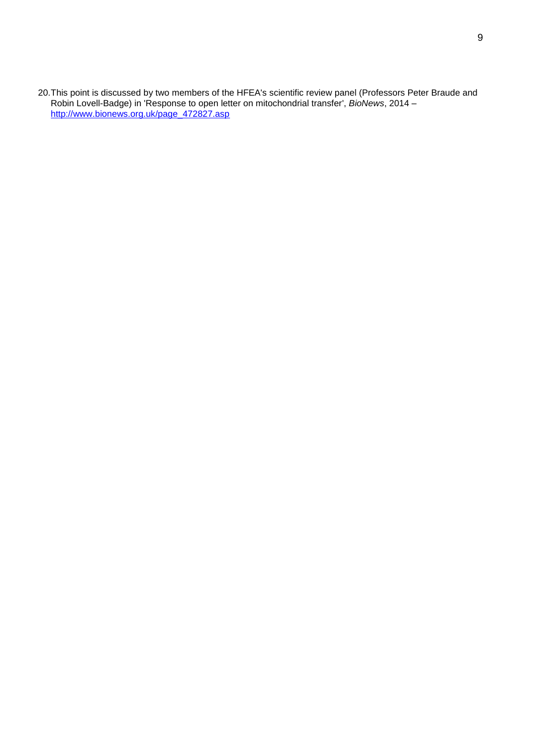20. This point is discussed by two members of the HFEA's scientific review panel (Professors Peter Braude and Robin Lovell-Badge) in 'Response to open letter on mitochondrial transfer', *BioNews*, 2014 – [http://www.bionews.org.uk/page_472827.asp](http://www.bionews.org.uk/page_472827.asp)